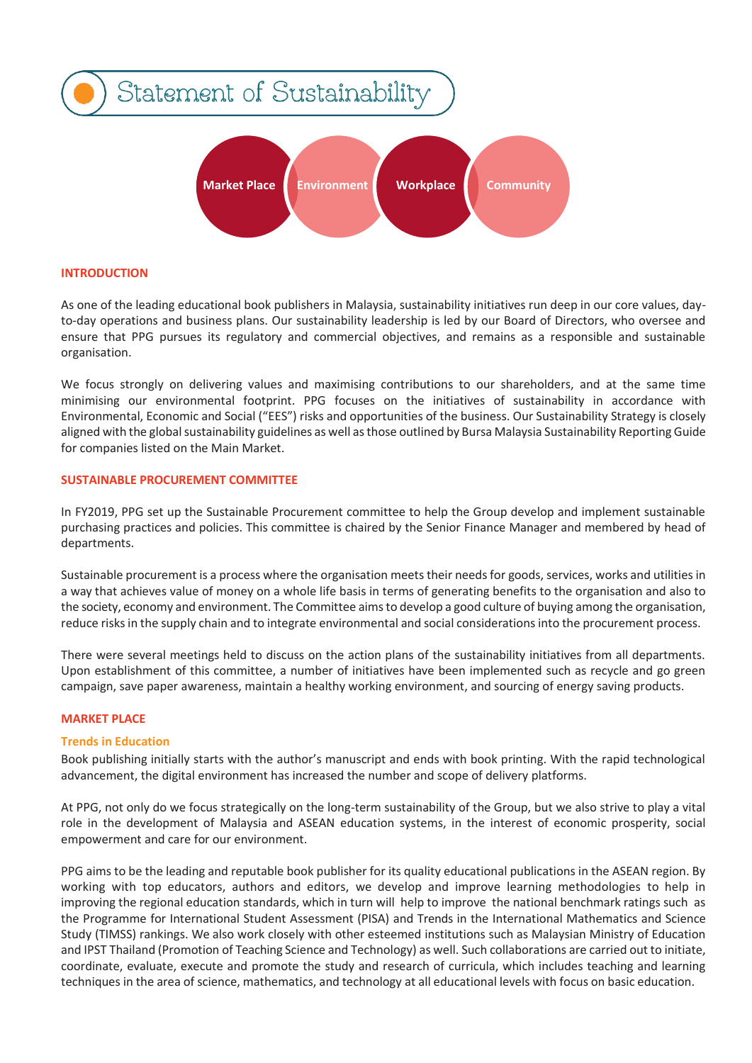# Statement of Sustainability

Market Place | Environment | Workplace | Community

## INTRODUCTION

As one of the leading educational book publishers in Malaysia, sustainability initiatives run deep in our core values, day-to-day operations and business plans. Our sustainability leadership is led by our Board of Directors, who oversee and ensure that PPG pursues its regulatory and commercial objectives, and remains as a responsible and sustainable organisation.

We focus strongly on delivering values and maximising contributions to our shareholders, and at the same time minimising our environmental footprint. PPG focuses on the initiatives of sustainability in accordance with Environmental, Economic and Social ("EES") risks and opportunities of the business. Our Sustainability Strategy is closely aligned with the global sustainability guidelines as well as those outlined by Bursa Malaysia Sustainability Reporting Guide for companies listed on the Main Market.

## SUSTAINABLE PROCUREMENT COMMITTEE

In FY2019, PPG set up the Sustainable Procurement committee to help the Group develop and implement sustainable purchasing practices and policies. This committee is chaired by the Senior Finance Manager and membered by head of departments.

Sustainable procurement is a process where the organisation meets their needs for goods, services, works and utilities in a way that achieves value of money on a whole life basis in terms of generating benefits to the organisation and also to the society, economy and environment. The Committee aims to develop a good culture of buying among the organisation, reduce risks in the supply chain and to integrate environmental and social considerations into the procurement process.

There were several meetings held to discuss on the action plans of the sustainability initiatives from all departments. Upon establishment of this committee, a number of initiatives have been implemented such as recycle and go green campaign, save paper awareness, maintain a healthy working environment, and sourcing of energy saving products.

## MARKET PLACE

### Trends in Education

Book publishing initially starts with the author's manuscript and ends with book printing. With the rapid technological advancement, the digital environment has increased the number and scope of delivery platforms.

At PPG, not only do we focus strategically on the long-term sustainability of the Group, but we also strive to play a vital role in the development of Malaysia and ASEAN education systems, in the interest of economic prosperity, social empowerment and care for our environment.

PPG aims to be the leading and reputable book publisher for its quality educational publications in the ASEAN region. By working with top educators, authors and editors, we develop and improve learning methodologies to help in improving the regional education standards, which in turn will help to improve the national benchmark ratings such as the Programme for International Student Assessment (PISA) and Trends in the International Mathematics and Science Study (TIMSS) rankings. We also work closely with other esteemed institutions such as Malaysian Ministry of Education and IPST Thailand (Promotion of Teaching Science and Technology) as well. Such collaborations are carried out to initiate, coordinate, evaluate, execute and promote the study and research of curricula, which includes teaching and learning techniques in the area of science, mathematics, and technology at all educational levels with focus on basic education.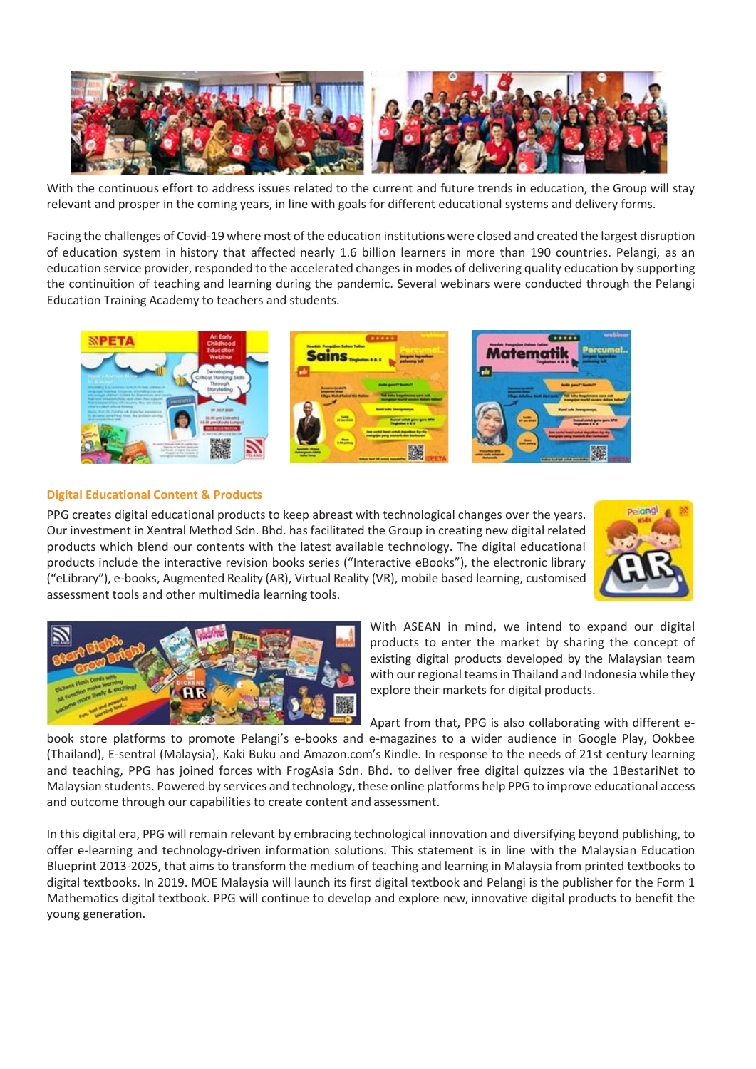With the continuous effort to address issues related to the current and future trends in education, the Group will stay relevant and prosper in the coming years, in line with goals for different educational systems and delivery forms.

Facing the challenges of Covid-19 where most of the education institutions were closed and created the largest disruption of education system in history that affected nearly 1.6 billion learners in more than 190 countries. Pelangi, as an education service provider, responded to the accelerated changes in modes of delivering quality education by supporting the continuition of teaching and learning during the pandemic. Several webinars were conducted through the Pelangi Education Training Academy to teachers and students.

## Digital Educational Content & Products

PPG creates digital educational products to keep abreast with technological changes over the years. Our investment in Xentral Method Sdn. Bhd. has facilitated the Group in creating new digital related products which blend our contents with the latest available technology. The digital educational products include the interactive revision books series ("Interactive eBooks"), the electronic library ("eLibrary"), e-books, Augmented Reality (AR), Virtual Reality (VR), mobile based learning, customised assessment tools and other multimedia learning tools.

With ASEAN in mind, we intend to expand our digital products to enter the market by sharing the concept of existing digital products developed by the Malaysian team with our regional teams in Thailand and Indonesia while they explore their markets for digital products.

Apart from that, PPG is also collaborating with different e-book store platforms to promote Pelangi's e-books and e-magazines to a wider audience in Google Play, Ookbee (Thailand), E-sentral (Malaysia), Kaki Buku and Amazon.com's Kindle. In response to the needs of 21st century learning and teaching, PPG has joined forces with FrogAsia Sdn. Bhd. to deliver free digital quizzes via the 1BestariNet to Malaysian students. Powered by services and technology, these online platforms help PPG to improve educational access and outcome through our capabilities to create content and assessment.

In this digital era, PPG will remain relevant by embracing technological innovation and diversifying beyond publishing, to offer e-learning and technology-driven information solutions. This statement is in line with the Malaysian Education Blueprint 2013-2025, that aims to transform the medium of teaching and learning in Malaysia from printed textbooks to digital textbooks. In 2019. MOE Malaysia will launch its first digital textbook and Pelangi is the publisher for the Form 1 Mathematics digital textbook. PPG will continue to develop and explore new, innovative digital products to benefit the young generation.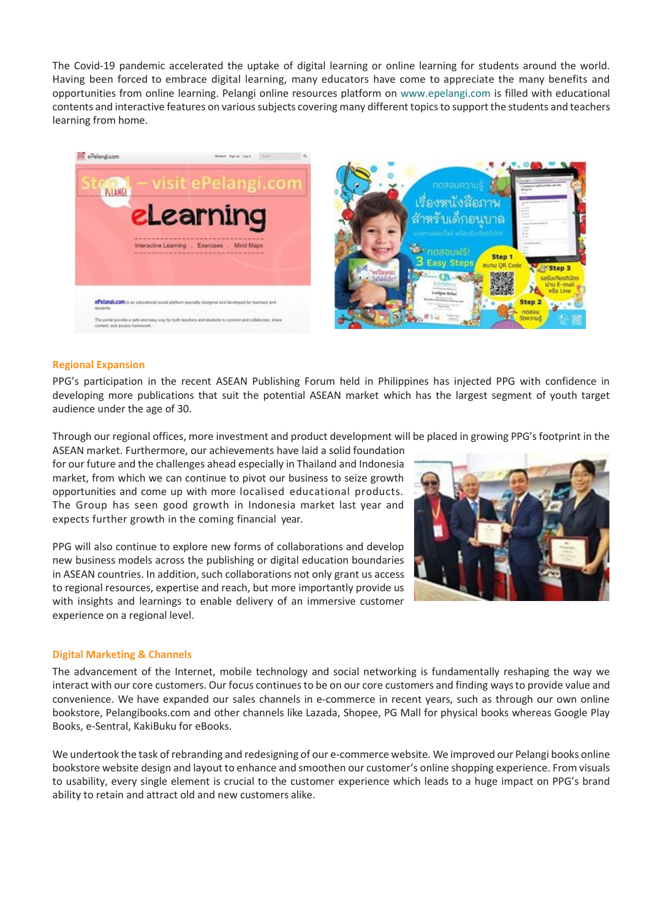The Covid-19 pandemic accelerated the uptake of digital learning or online learning for students around the world. Having been forced to embrace digital learning, many educators have come to appreciate the many benefits and opportunities from online learning. Pelangi online resources platform on www.epelangi.com is filled with educational contents and interactive features on various subjects covering many different topics to support the students and teachers learning from home.

## Regional Expansion

PPG's participation in the recent ASEAN Publishing Forum held in Philippines has injected PPG with confidence in developing more publications that suit the potential ASEAN market which has the largest segment of youth target audience under the age of 30.

Through our regional offices, more investment and product development will be placed in growing PPG's footprint in the ASEAN market. Furthermore, our achievements have laid a solid foundation for our future and the challenges ahead especially in Thailand and Indonesia market, from which we can continue to pivot our business to seize growth opportunities and come up with more localised educational products. The Group has seen good growth in Indonesia market last year and expects further growth in the coming financial year.

PPG will also continue to explore new forms of collaborations and develop new business models across the publishing or digital education boundaries in ASEAN countries. In addition, such collaborations not only grant us access to regional resources, expertise and reach, but more importantly provide us with insights and learnings to enable delivery of an immersive customer experience on a regional level.

## Digital Marketing & Channels

The advancement of the Internet, mobile technology and social networking is fundamentally reshaping the way we interact with our core customers. Our focus continues to be on our core customers and finding ways to provide value and convenience. We have expanded our sales channels in e-commerce in recent years, such as through our own online bookstore, Pelangibooks.com and other channels like Lazada, Shopee, PG Mall for physical books whereas Google Play Books, e-Sentral, KakiBuku for eBooks.

We undertook the task of rebranding and redesigning of our e-commerce website. We improved our Pelangi books online bookstore website design and layout to enhance and smoothen our customer's online shopping experience. From visuals to usability, every single element is crucial to the customer experience which leads to a huge impact on PPG's brand ability to retain and attract old and new customers alike.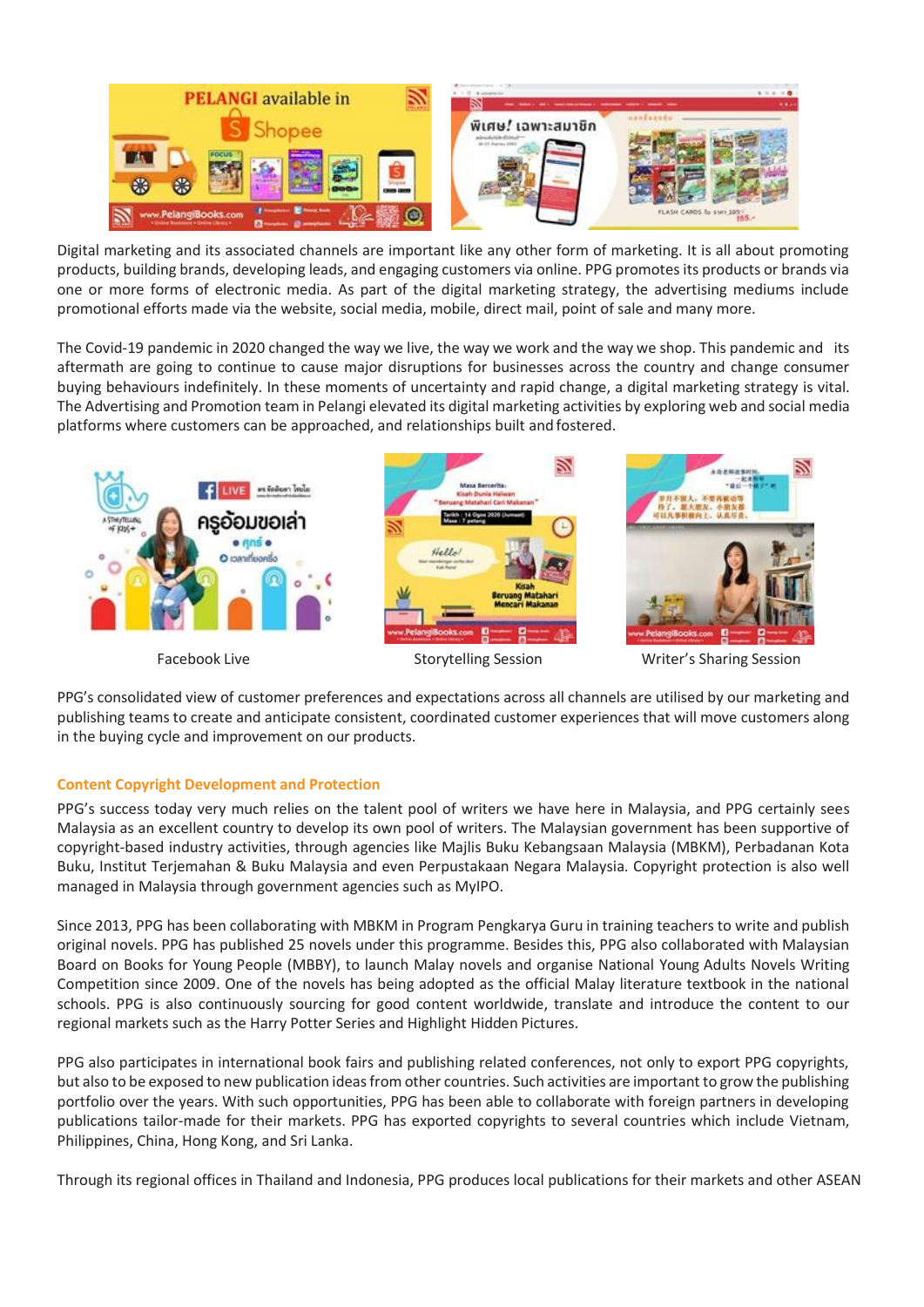Digital marketing and its associated channels are important like any other form of marketing. It is all about promoting products, building brands, developing leads, and engaging customers via online. PPG promotes its products or brands via one or more forms of electronic media. As part of the digital marketing strategy, the advertising mediums include promotional efforts made via the website, social media, mobile, direct mail, point of sale and many more.

The Covid-19 pandemic in 2020 changed the way we live, the way we work and the way we shop. This pandemic and its aftermath are going to continue to cause major disruptions for businesses across the country and change consumer buying behaviours indefinitely. In these moments of uncertainty and rapid change, a digital marketing strategy is vital. The Advertising and Promotion team in Pelangi elevated its digital marketing activities by exploring web and social media platforms where customers can be approached, and relationships built and fostered.

Facebook Live

Storytelling Session

Writer's Sharing Session

PPG's consolidated view of customer preferences and expectations across all channels are utilised by our marketing and publishing teams to create and anticipate consistent, coordinated customer experiences that will move customers along in the buying cycle and improvement on our products.

## Content Copyright Development and Protection

PPG's success today very much relies on the talent pool of writers we have here in Malaysia, and PPG certainly sees Malaysia as an excellent country to develop its own pool of writers. The Malaysian government has been supportive of copyright-based industry activities, through agencies like Majlis Buku Kebangsaan Malaysia (MBKM), Perbadanan Kota Buku, Institut Terjemahan & Buku Malaysia and even Perpustakaan Negara Malaysia. Copyright protection is also well managed in Malaysia through government agencies such as MyIPO.

Since 2013, PPG has been collaborating with MBKM in Program Pengkarya Guru in training teachers to write and publish original novels. PPG has published 25 novels under this programme. Besides this, PPG also collaborated with Malaysian Board on Books for Young People (MBBY), to launch Malay novels and organise National Young Adults Novels Writing Competition since 2009. One of the novels has being adopted as the official Malay literature textbook in the national schools. PPG is also continuously sourcing for good content worldwide, translate and introduce the content to our regional markets such as the Harry Potter Series and Highlight Hidden Pictures.

PPG also participates in international book fairs and publishing related conferences, not only to export PPG copyrights, but also to be exposed to new publication ideas from other countries. Such activities are important to grow the publishing portfolio over the years. With such opportunities, PPG has been able to collaborate with foreign partners in developing publications tailor-made for their markets. PPG has exported copyrights to several countries which include Vietnam, Philippines, China, Hong Kong, and Sri Lanka.

Through its regional offices in Thailand and Indonesia, PPG produces local publications for their markets and other ASEAN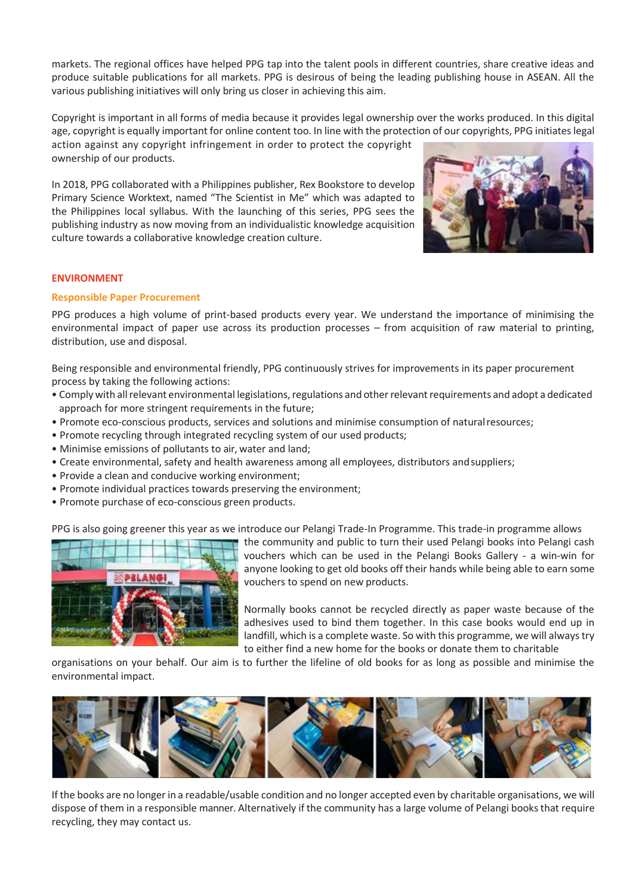markets. The regional offices have helped PPG tap into the talent pools in different countries, share creative ideas and produce suitable publications for all markets. PPG is desirous of being the leading publishing house in ASEAN. All the various publishing initiatives will only bring us closer in achieving this aim.

Copyright is important in all forms of media because it provides legal ownership over the works produced. In this digital age, copyright is equally important for online content too. In line with the protection of our copyrights, PPG initiates legal action against any copyright infringement in order to protect the copyright ownership of our products.

In 2018, PPG collaborated with a Philippines publisher, Rex Bookstore to develop Primary Science Worktext, named "The Scientist in Me" which was adapted to the Philippines local syllabus. With the launching of this series, PPG sees the publishing industry as now moving from an individualistic knowledge acquisition culture towards a collaborative knowledge creation culture.

## ENVIRONMENT

### Responsible Paper Procurement

PPG produces a high volume of print-based products every year. We understand the importance of minimising the environmental impact of paper use across its production processes – from acquisition of raw material to printing, distribution, use and disposal.

Being responsible and environmental friendly, PPG continuously strives for improvements in its paper procurement process by taking the following actions:

- Comply with all relevant environmental legislations, regulations and other relevant requirements and adopt a dedicated approach for more stringent requirements in the future;
- Promote eco-conscious products, services and solutions and minimise consumption of natural resources;
- Promote recycling through integrated recycling system of our used products;
- Minimise emissions of pollutants to air, water and land;
- Create environmental, safety and health awareness among all employees, distributors and suppliers;
- Provide a clean and conducive working environment;
- Promote individual practices towards preserving the environment;
- Promote purchase of eco-conscious green products.

PPG is also going greener this year as we introduce our Pelangi Trade-In Programme. This trade-in programme allows the community and public to turn their used Pelangi books into Pelangi cash vouchers which can be used in the Pelangi Books Gallery - a win-win for anyone looking to get old books off their hands while being able to earn some vouchers to spend on new products.

Normally books cannot be recycled directly as paper waste because of the adhesives used to bind them together. In this case books would end up in landfill, which is a complete waste. So with this programme, we will always try to either find a new home for the books or donate them to charitable organisations on your behalf. Our aim is to further the lifeline of old books for as long as possible and minimise the environmental impact.

If the books are no longer in a readable/usable condition and no longer accepted even by charitable organisations, we will dispose of them in a responsible manner. Alternatively if the community has a large volume of Pelangi books that require recycling, they may contact us.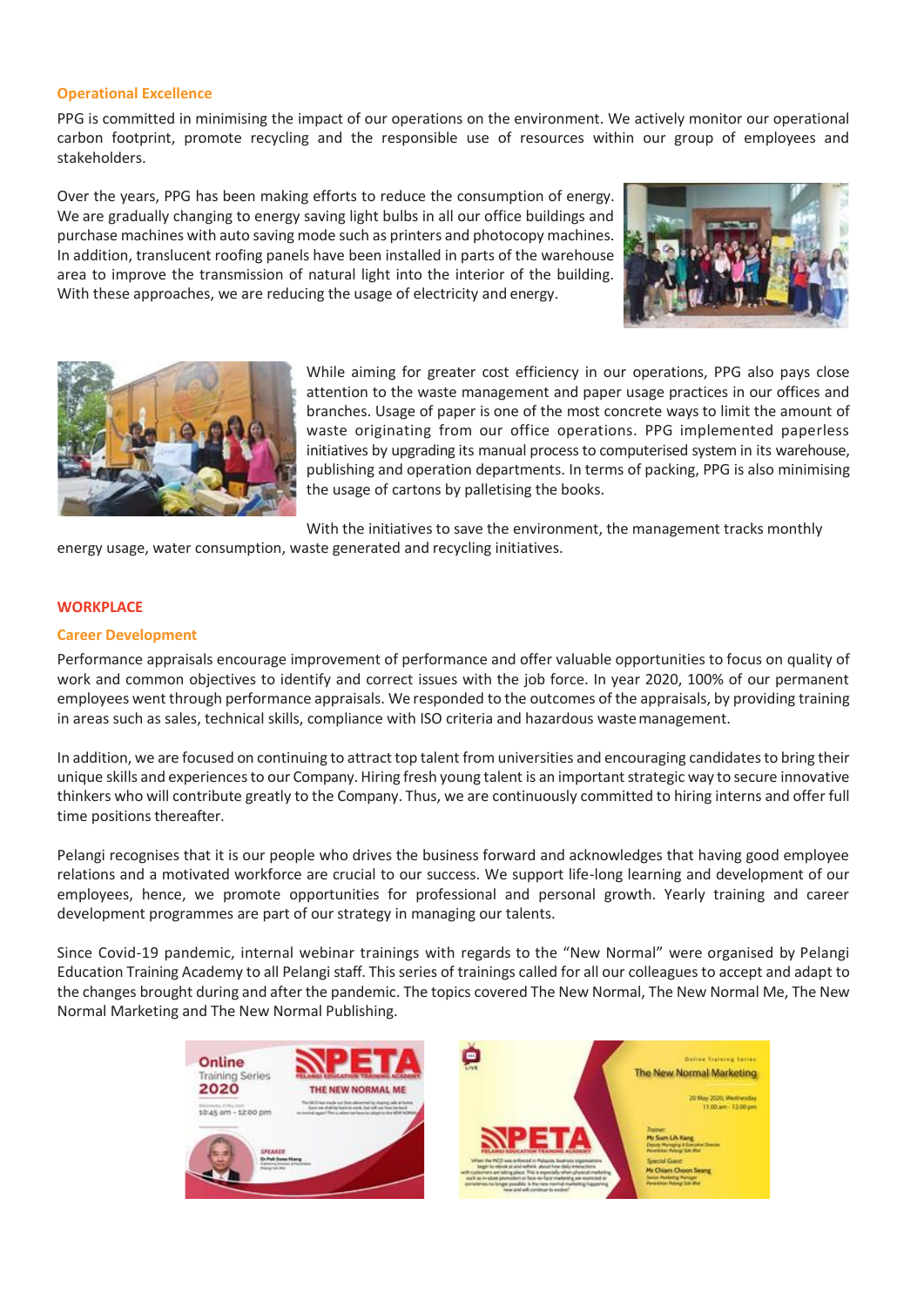### Operational Excellence

PPG is committed in minimising the impact of our operations on the environment. We actively monitor our operational carbon footprint, promote recycling and the responsible use of resources within our group of employees and stakeholders.

Over the years, PPG has been making efforts to reduce the consumption of energy. We are gradually changing to energy saving light bulbs in all our office buildings and purchase machines with auto saving mode such as printers and photocopy machines. In addition, translucent roofing panels have been installed in parts of the warehouse area to improve the transmission of natural light into the interior of the building. With these approaches, we are reducing the usage of electricity and energy.

While aiming for greater cost efficiency in our operations, PPG also pays close attention to the waste management and paper usage practices in our offices and branches. Usage of paper is one of the most concrete ways to limit the amount of waste originating from our office operations. PPG implemented paperless initiatives by upgrading its manual process to computerised system in its warehouse, publishing and operation departments. In terms of packing, PPG is also minimising the usage of cartons by palletising the books.

With the initiatives to save the environment, the management tracks monthly energy usage, water consumption, waste generated and recycling initiatives.

## WORKPLACE

### Career Development

Performance appraisals encourage improvement of performance and offer valuable opportunities to focus on quality of work and common objectives to identify and correct issues with the job force. In year 2020, 100% of our permanent employees went through performance appraisals. We responded to the outcomes of the appraisals, by providing training in areas such as sales, technical skills, compliance with ISO criteria and hazardous waste management.

In addition, we are focused on continuing to attract top talent from universities and encouraging candidates to bring their unique skills and experiences to our Company. Hiring fresh young talent is an important strategic way to secure innovative thinkers who will contribute greatly to the Company. Thus, we are continuously committed to hiring interns and offer full time positions thereafter.

Pelangi recognises that it is our people who drives the business forward and acknowledges that having good employee relations and a motivated workforce are crucial to our success. We support life-long learning and development of our employees, hence, we promote opportunities for professional and personal growth. Yearly training and career development programmes are part of our strategy in managing our talents.

Since Covid-19 pandemic, internal webinar trainings with regards to the "New Normal" were organised by Pelangi Education Training Academy to all Pelangi staff. This series of trainings called for all our colleagues to accept and adapt to the changes brought during and after the pandemic. The topics covered The New Normal, The New Normal Me, The New Normal Marketing and The New Normal Publishing.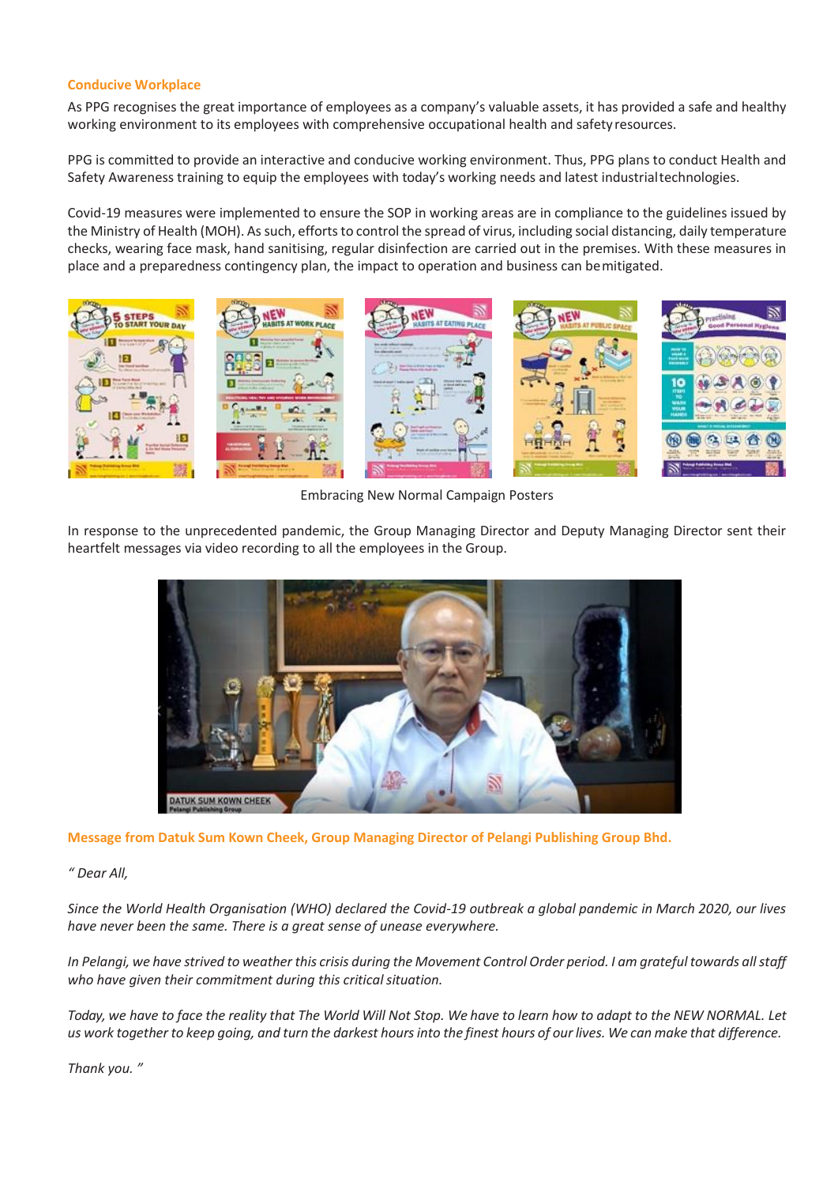## Conducive Workplace

As PPG recognises the great importance of employees as a company's valuable assets, it has provided a safe and healthy working environment to its employees with comprehensive occupational health and safety resources.

PPG is committed to provide an interactive and conducive working environment. Thus, PPG plans to conduct Health and Safety Awareness training to equip the employees with today's working needs and latest industrial technologies.

Covid-19 measures were implemented to ensure the SOP in working areas are in compliance to the guidelines issued by the Ministry of Health (MOH). As such, efforts to control the spread of virus, including social distancing, daily temperature checks, wearing face mask, hand sanitising, regular disinfection are carried out in the premises. With these measures in place and a preparedness contingency plan, the impact to operation and business can be mitigated.

Embracing New Normal Campaign Posters

In response to the unprecedented pandemic, the Group Managing Director and Deputy Managing Director sent their heartfelt messages via video recording to all the employees in the Group.

**Message from Datuk Sum Kown Cheek, Group Managing Director of Pelangi Publishing Group Bhd.**

*" Dear All,*

*Since the World Health Organisation (WHO) declared the Covid-19 outbreak a global pandemic in March 2020, our lives have never been the same. There is a great sense of unease everywhere.*

*In Pelangi, we have strived to weather this crisis during the Movement Control Order period. I am grateful towards all staff who have given their commitment during this critical situation.*

*Today, we have to face the reality that The World Will Not Stop. We have to learn how to adapt to the NEW NORMAL. Let us work together to keep going, and turn the darkest hours into the finest hours of our lives. We can make that difference.*

*Thank you. "*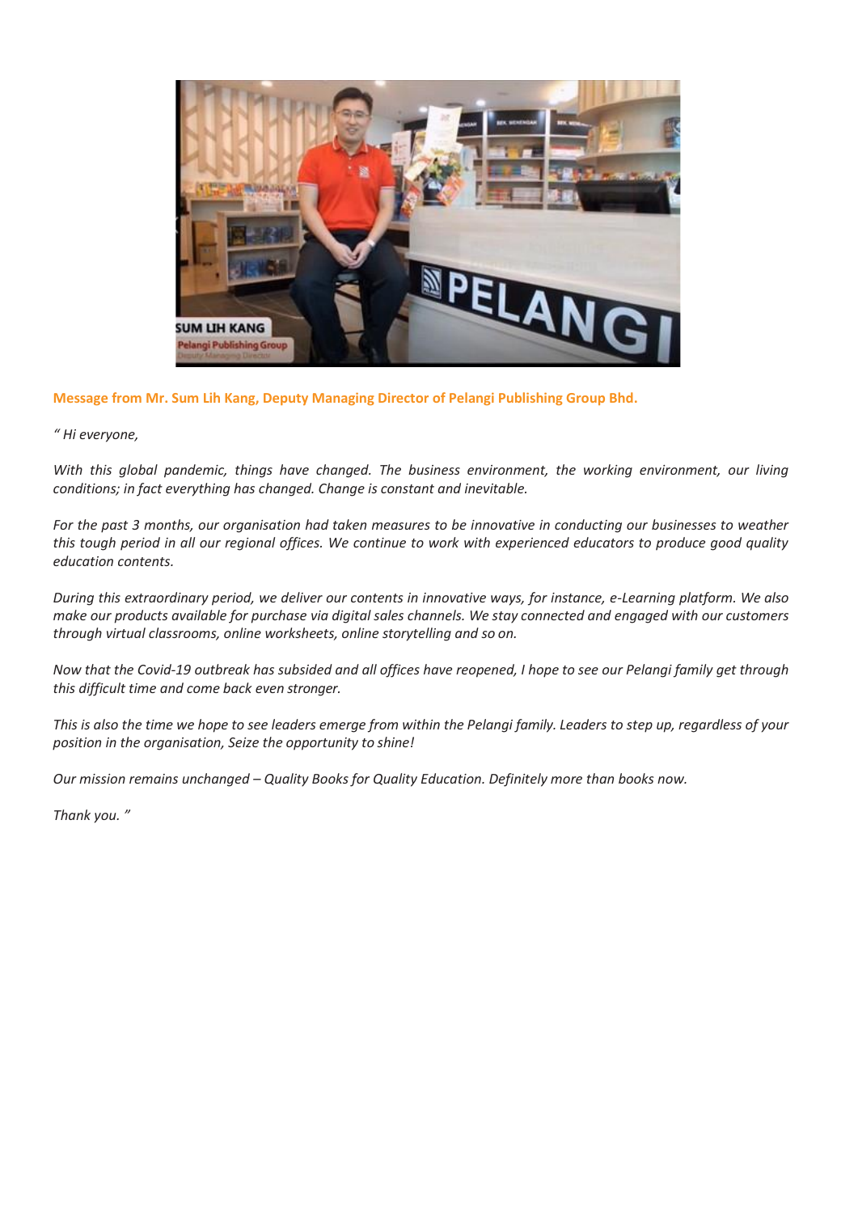**Message from Mr. Sum Lih Kang, Deputy Managing Director of Pelangi Publishing Group Bhd.**

*" Hi everyone,*

*With this global pandemic, things have changed. The business environment, the working environment, our living conditions; in fact everything has changed. Change is constant and inevitable.*

*For the past 3 months, our organisation had taken measures to be innovative in conducting our businesses to weather this tough period in all our regional offices. We continue to work with experienced educators to produce good quality education contents.*

*During this extraordinary period, we deliver our contents in innovative ways, for instance, e-Learning platform. We also make our products available for purchase via digital sales channels. We stay connected and engaged with our customers through virtual classrooms, online worksheets, online storytelling and so on.*

*Now that the Covid-19 outbreak has subsided and all offices have reopened, I hope to see our Pelangi family get through this difficult time and come back even stronger.*

*This is also the time we hope to see leaders emerge from within the Pelangi family. Leaders to step up, regardless of your position in the organisation, Seize the opportunity to shine!*

*Our mission remains unchanged – Quality Books for Quality Education. Definitely more than books now.*

*Thank you. "*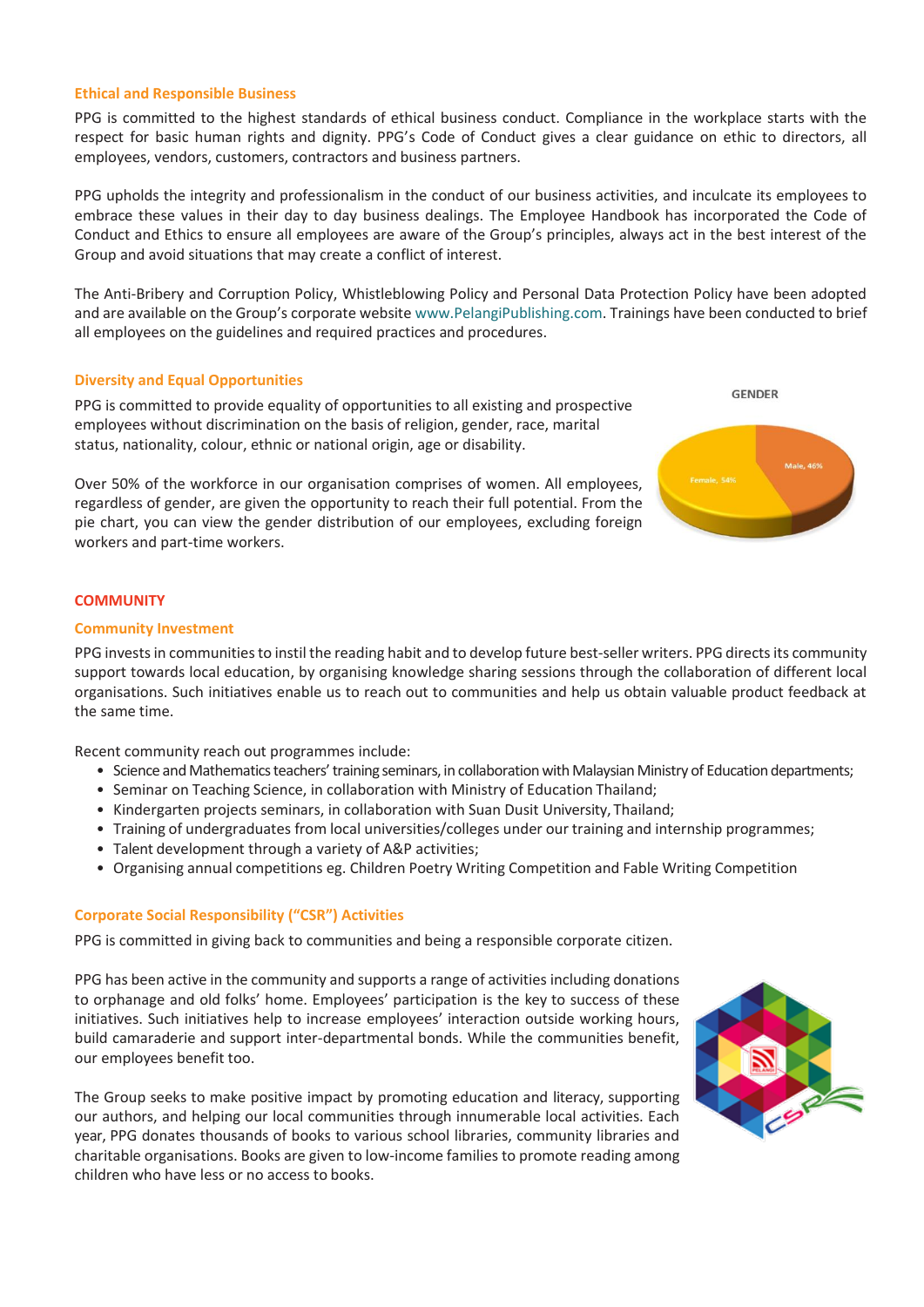### Ethical and Responsible Business

PPG is committed to the highest standards of ethical business conduct. Compliance in the workplace starts with the respect for basic human rights and dignity. PPG's Code of Conduct gives a clear guidance on ethic to directors, all employees, vendors, customers, contractors and business partners.

PPG upholds the integrity and professionalism in the conduct of our business activities, and inculcate its employees to embrace these values in their day to day business dealings. The Employee Handbook has incorporated the Code of Conduct and Ethics to ensure all employees are aware of the Group's principles, always act in the best interest of the Group and avoid situations that may create a conflict of interest.

The Anti-Bribery and Corruption Policy, Whistleblowing Policy and Personal Data Protection Policy have been adopted and are available on the Group's corporate website www.PelangiPublishing.com. Trainings have been conducted to brief all employees on the guidelines and required practices and procedures.

### Diversity and Equal Opportunities

PPG is committed to provide equality of opportunities to all existing and prospective employees without discrimination on the basis of religion, gender, race, marital status, nationality, colour, ethnic or national origin, age or disability.

Over 50% of the workforce in our organisation comprises of women. All employees, regardless of gender, are given the opportunity to reach their full potential. From the pie chart, you can view the gender distribution of our employees, excluding foreign workers and part-time workers.

GENDER

Female, 54%

Male, 46%

## COMMUNITY

### Community Investment

PPG invests in communities to instil the reading habit and to develop future best-seller writers. PPG directs its community support towards local education, by organising knowledge sharing sessions through the collaboration of different local organisations. Such initiatives enable us to reach out to communities and help us obtain valuable product feedback at the same time.

Recent community reach out programmes include:

- Science and Mathematics teachers' training seminars, in collaboration with Malaysian Ministry of Education departments;
- Seminar on Teaching Science, in collaboration with Ministry of Education Thailand;
- Kindergarten projects seminars, in collaboration with Suan Dusit University, Thailand;
- Training of undergraduates from local universities/colleges under our training and internship programmes;
- Talent development through a variety of A&P activities;
- Organising annual competitions eg. Children Poetry Writing Competition and Fable Writing Competition

### Corporate Social Responsibility ("CSR") Activities

PPG is committed in giving back to communities and being a responsible corporate citizen.

PPG has been active in the community and supports a range of activities including donations to orphanage and old folks' home. Employees' participation is the key to success of these initiatives. Such initiatives help to increase employees' interaction outside working hours, build camaraderie and support inter-departmental bonds. While the communities benefit, our employees benefit too.

The Group seeks to make positive impact by promoting education and literacy, supporting our authors, and helping our local communities through innumerable local activities. Each year, PPG donates thousands of books to various school libraries, community libraries and charitable organisations. Books are given to low-income families to promote reading among children who have less or no access to books.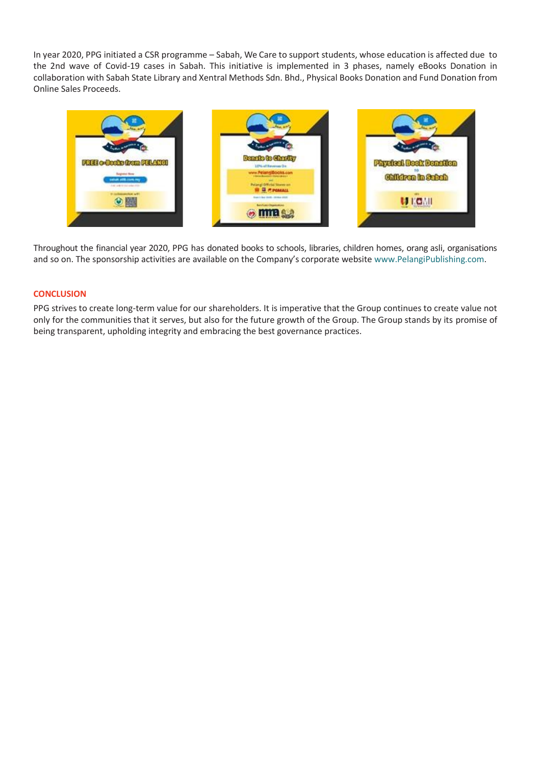In year 2020, PPG initiated a CSR programme – Sabah, We Care to support students, whose education is affected due to the 2nd wave of Covid-19 cases in Sabah. This initiative is implemented in 3 phases, namely eBooks Donation in collaboration with Sabah State Library and Xentral Methods Sdn. Bhd., Physical Books Donation and Fund Donation from Online Sales Proceeds.

Throughout the financial year 2020, PPG has donated books to schools, libraries, children homes, orang asli, organisations and so on. The sponsorship activities are available on the Company's corporate website www.PelangiPublishing.com.

## CONCLUSION

PPG strives to create long-term value for our shareholders. It is imperative that the Group continues to create value not only for the communities that it serves, but also for the future growth of the Group. The Group stands by its promise of being transparent, upholding integrity and embracing the best governance practices.